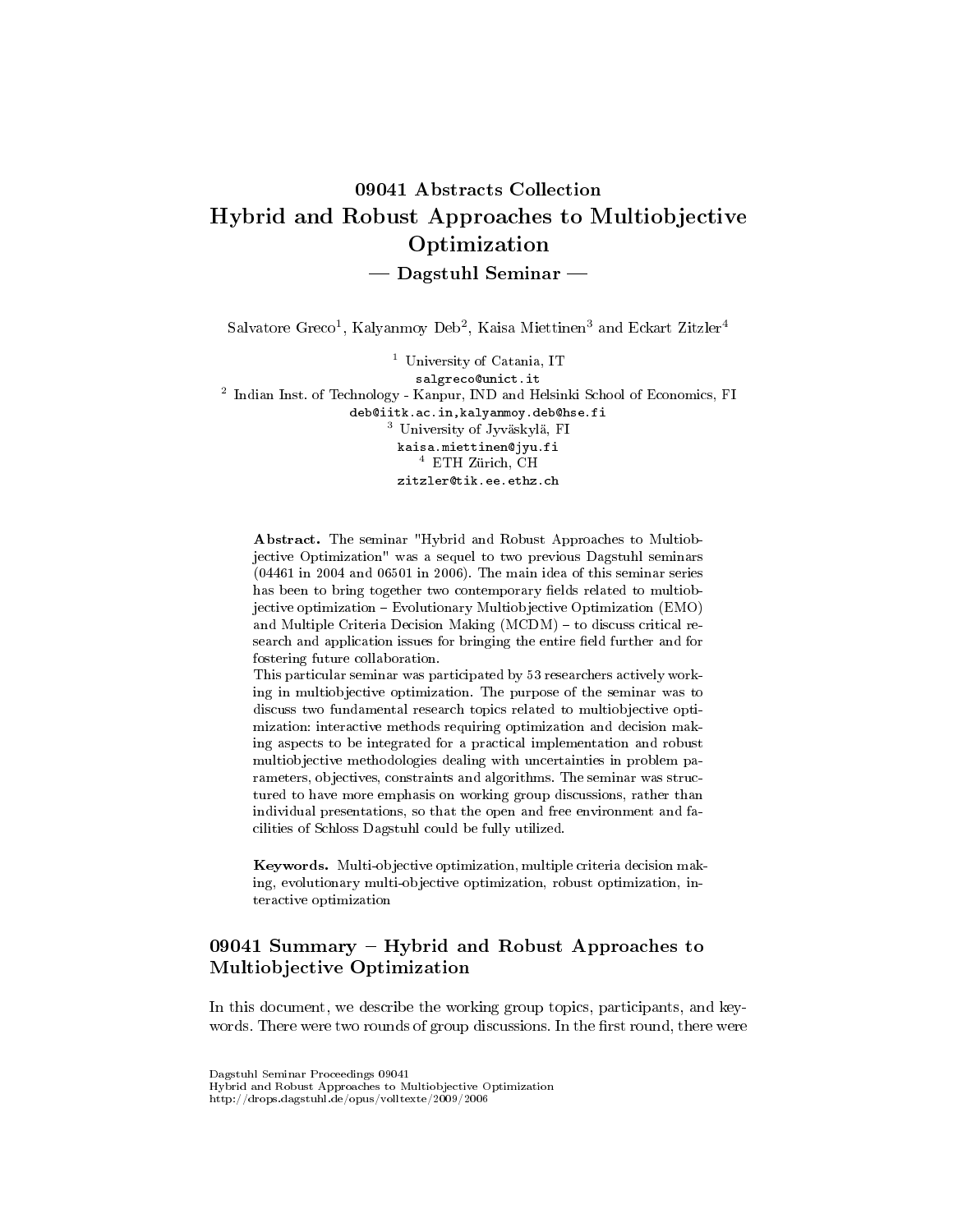# 09041 Abstracts Collection
# Hybrid and Robust Approaches to Multiobjective Optimization
## — Dagstuhl Seminar —

Salvatore Greco[1], Kalyanmoy Deb[2], Kaisa Miettinen[3] and Eckart Zitzler[4]

[1] University of Catania, IT
salgreco@unict.it
[2] Indian Inst. of Technology - Kanpur, IND and Helsinki School of Economics, FI
deb@iitk.ac.in,kalyanmoy.deb@hse.fi
[3] University of Jyväskylä, FI
kaisa.miettinen@jyu.fi
[4] ETH Zürich, CH
zitzler@tik.ee.ethz.ch

**Abstract.** The seminar "Hybrid and Robust Approaches to Multiobjective Optimization" was a sequel to two previous Dagstuhl seminars (04461 in 2004 and 06501 in 2006). The main idea of this seminar series has been to bring together two contemporary fields related to multiobjective optimization – Evolutionary Multiobjective Optimization (EMO) and Multiple Criteria Decision Making (MCDM) – to discuss critical research and application issues for bringing the entire field further and for fostering future collaboration.
This particular seminar was participated by 53 researchers actively working in multiobjective optimization. The purpose of the seminar was to discuss two fundamental research topics related to multiobjective optimization: interactive methods requiring optimization and decision making aspects to be integrated for a practical implementation and robust multiobjective methodologies dealing with uncertainties in problem parameters, objectives, constraints and algorithms. The seminar was structured to have more emphasis on working group discussions, rather than individual presentations, so that the open and free environment and facilities of Schloss Dagstuhl could be fully utilized.

**Keywords.** Multi-objective optimization, multiple criteria decision making, evolutionary multi-objective optimization, robust optimization, interactive optimization

## 09041 Summary – Hybrid and Robust Approaches to Multiobjective Optimization

In this document, we describe the working group topics, participants, and keywords. There were two rounds of group discussions. In the first round, there were

Dagstuhl Seminar Proceedings 09041
Hybrid and Robust Approaches to Multiobjective Optimization
http://drops.dagstuhl.de/opus/volltexte/2009/2006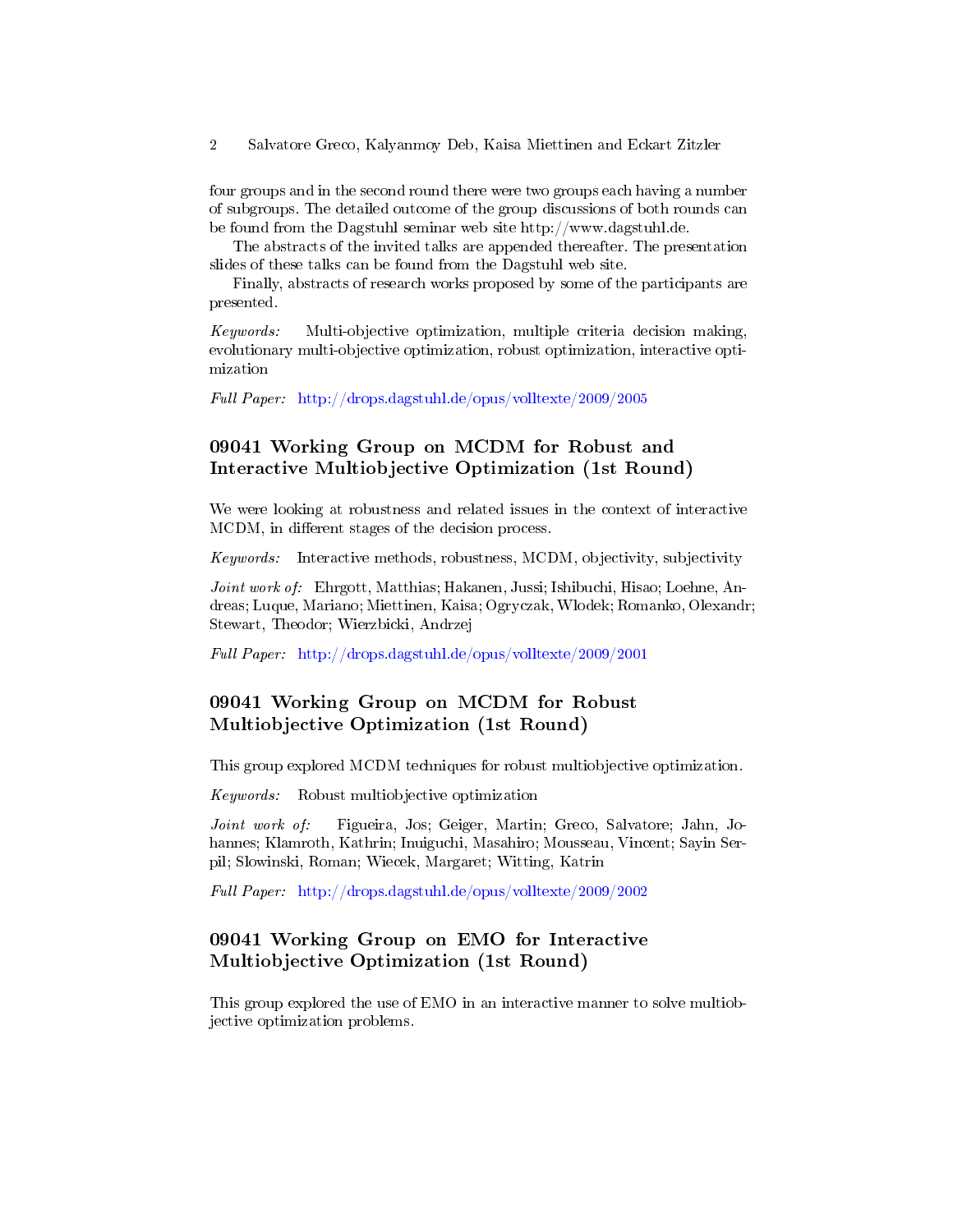four groups and in the second round there were two groups each having a number of subgroups. The detailed outcome of the group discussions of both rounds can be found from the Dagstuhl seminar web site http://www.dagstuhl.de.

The abstracts of the invited talks are appended thereafter. The presentation slides of these talks can be found from the Dagstuhl web site.

Finally, abstracts of research works proposed by some of the participants are presented.

*Keywords:* Multi-objective optimization, multiple criteria decision making, evolutionary multi-objective optimization, robust optimization, interactive optimization

*Full Paper:* http://drops.dagstuhl.de/opus/volltexte/2009/2005

## 09041 Working Group on MCDM for Robust and Interactive Multiobjective Optimization (1st Round)

We were looking at robustness and related issues in the context of interactive MCDM, in different stages of the decision process.

*Keywords:* Interactive methods, robustness, MCDM, objectivity, subjectivity

*Joint work of:* Ehrgott, Matthias; Hakanen, Jussi; Ishibuchi, Hisao; Loehne, Andreas; Luque, Mariano; Miettinen, Kaisa; Ogryczak, Wlodek; Romanko, Olexandr; Stewart, Theodor; Wierzbicki, Andrzej

*Full Paper:* http://drops.dagstuhl.de/opus/volltexte/2009/2001

## 09041 Working Group on MCDM for Robust Multiobjective Optimization (1st Round)

This group explored MCDM techniques for robust multiobjective optimization.

*Keywords:* Robust multiobjective optimization

*Joint work of:* Figueira, Jos; Geiger, Martin; Greco, Salvatore; Jahn, Johannes; Klamroth, Kathrin; Inuiguchi, Masahiro; Mousseau, Vincent; Sayin Serpil; Slowinski, Roman; Wiecek, Margaret; Witting, Katrin

*Full Paper:* http://drops.dagstuhl.de/opus/volltexte/2009/2002

## 09041 Working Group on EMO for Interactive Multiobjective Optimization (1st Round)

This group explored the use of EMO in an interactive manner to solve multiobjective optimization problems.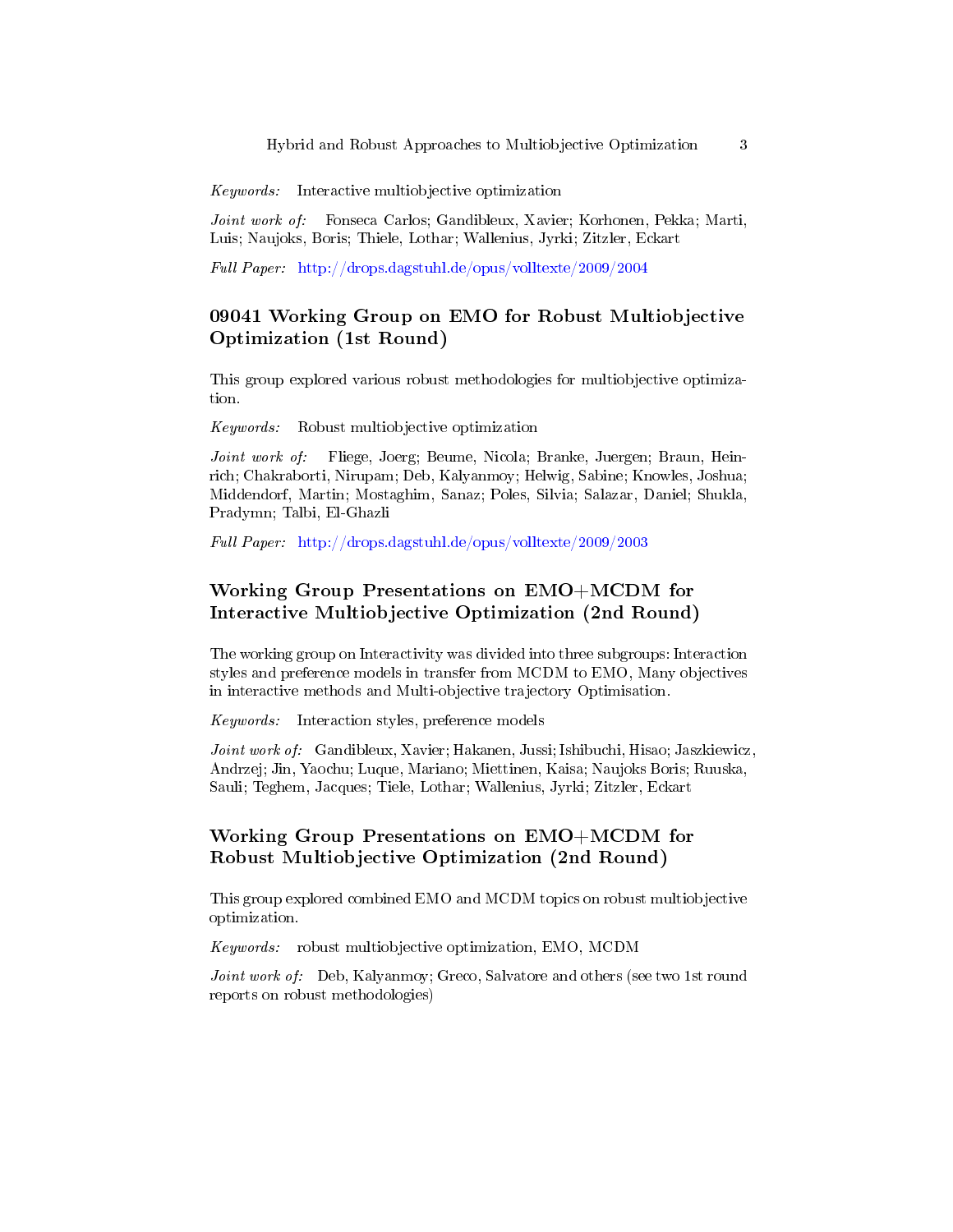*Keywords:* Interactive multiobjective optimization

*Joint work of:* Fonseca Carlos; Gandibleux, Xavier; Korhonen, Pekka; Marti, Luis; Naujoks, Boris; Thiele, Lothar; Wallenius, Jyrki; Zitzler, Eckart

*Full Paper:* http://drops.dagstuhl.de/opus/volltexte/2009/2004

## 09041 Working Group on EMO for Robust Multiobjective Optimization (1st Round)

This group explored various robust methodologies for multiobjective optimization.

*Keywords:* Robust multiobjective optimization

*Joint work of:* Fliege, Joerg; Beume, Nicola; Branke, Juergen; Braun, Heinrich; Chakraborti, Nirupam; Deb, Kalyanmoy; Helwig, Sabine; Knowles, Joshua; Middendorf, Martin; Mostaghim, Sanaz; Poles, Silvia; Salazar, Daniel; Shukla, Pradymn; Talbi, El-Ghazli

*Full Paper:* http://drops.dagstuhl.de/opus/volltexte/2009/2003

## Working Group Presentations on EMO+MCDM for Interactive Multiobjective Optimization (2nd Round)

The working group on Interactivity was divided into three subgroups: Interaction styles and preference models in transfer from MCDM to EMO, Many objectives in interactive methods and Multi-objective trajectory Optimisation.

*Keywords:* Interaction styles, preference models

*Joint work of:* Gandibleux, Xavier; Hakanen, Jussi; Ishibuchi, Hisao; Jaszkiewicz, Andrzej; Jin, Yaochu; Luque, Mariano; Miettinen, Kaisa; Naujoks Boris; Ruuska, Sauli; Teghem, Jacques; Tiele, Lothar; Wallenius, Jyrki; Zitzler, Eckart

## Working Group Presentations on EMO+MCDM for Robust Multiobjective Optimization (2nd Round)

This group explored combined EMO and MCDM topics on robust multiobjective optimization.

*Keywords:* robust multiobjective optimization, EMO, MCDM

*Joint work of:* Deb, Kalyanmoy; Greco, Salvatore and others (see two 1st round reports on robust methodologies)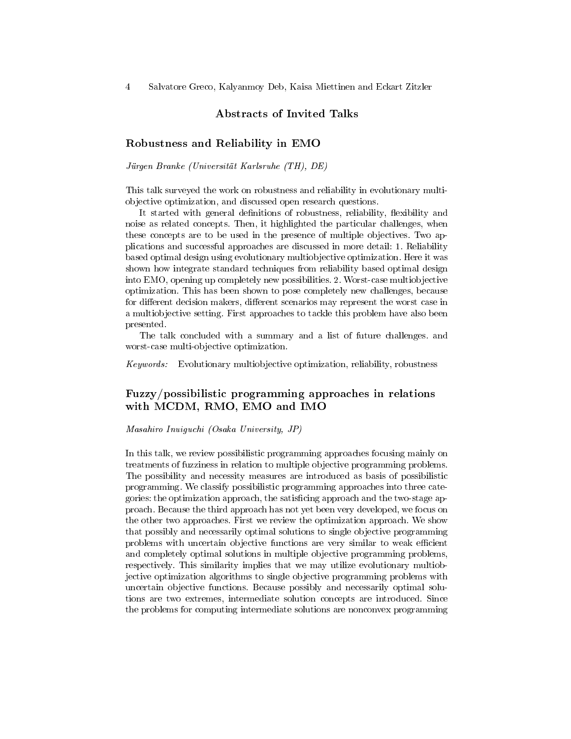## Abstracts of Invited Talks

### Robustness and Reliability in EMO

*Jürgen Branke (Universität Karlsruhe (TH), DE)*

This talk surveyed the work on robustness and reliability in evolutionary multi-objective optimization, and discussed open research questions.

It started with general definitions of robustness, reliability, flexibility and noise as related concepts. Then, it highlighted the particular challenges, when these concepts are to be used in the presence of multiple objectives. Two applications and successful approaches are discussed in more detail: 1. Reliability based optimal design using evolutionary multiobjective optimization. Here it was shown how integrate standard techniques from reliability based optimal design into EMO, opening up completely new possibilities. 2. Worst-case multiobjective optimization. This has been shown to pose completely new challenges, because for different decision makers, different scenarios may represent the worst case in a multiobjective setting. First approaches to tackle this problem have also been presented.

The talk concluded with a summary and a list of future challenges. and worst-case multi-objective optimization.

*Keywords:* Evolutionary multiobjective optimization, reliability, robustness

### Fuzzy/possibilistic programming approaches in relations with MCDM, RMO, EMO and IMO

*Masahiro Inuiguchi (Osaka University, JP)*

In this talk, we review possibilistic programming approaches focusing mainly on treatments of fuzziness in relation to multiple objective programming problems. The possibility and necessity measures are introduced as basis of possibilistic programming. We classify possibilistic programming approaches into three categories: the optimization approach, the satisficing approach and the two-stage approach. Because the third approach has not yet been very developed, we focus on the other two approaches. First we review the optimization approach. We show that possibly and necessarily optimal solutions to single objective programming problems with uncertain objective functions are very similar to weak efficient and completely optimal solutions in multiple objective programming problems, respectively. This similarity implies that we may utilize evolutionary multiobjective optimization algorithms to single objective programming problems with uncertain objective functions. Because possibly and necessarily optimal solutions are two extremes, intermediate solution concepts are introduced. Since the problems for computing intermediate solutions are nonconvex programming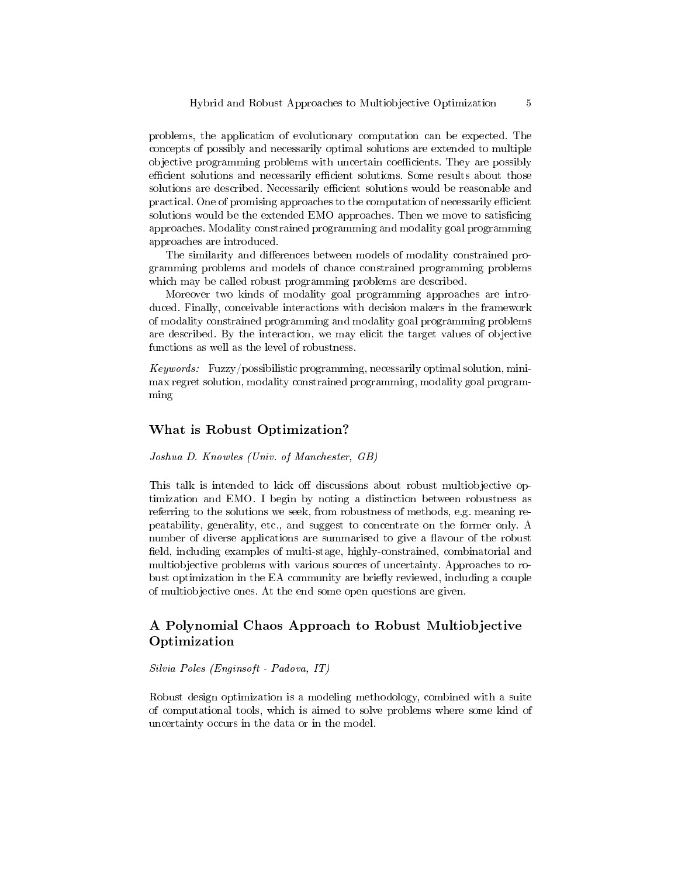problems, the application of evolutionary computation can be expected. The concepts of possibly and necessarily optimal solutions are extended to multiple objective programming problems with uncertain coefficients. They are possibly efficient solutions and necessarily efficient solutions. Some results about those solutions are described. Necessarily efficient solutions would be reasonable and practical. One of promising approaches to the computation of necessarily efficient solutions would be the extended EMO approaches. Then we move to satisficing approaches. Modality constrained programming and modality goal programming approaches are introduced.

The similarity and differences between models of modality constrained programming problems and models of chance constrained programming problems which may be called robust programming problems are described.

Moreover two kinds of modality goal programming approaches are introduced. Finally, conceivable interactions with decision makers in the framework of modality constrained programming and modality goal programming problems are described. By the interaction, we may elicit the target values of objective functions as well as the level of robustness.

*Keywords:* Fuzzy/possibilistic programming, necessarily optimal solution, minimax regret solution, modality constrained programming, modality goal programming

## What is Robust Optimization?

*Joshua D. Knowles (Univ. of Manchester, GB)*

This talk is intended to kick off discussions about robust multiobjective optimization and EMO. I begin by noting a distinction between robustness as referring to the solutions we seek, from robustness of methods, e.g. meaning repeatability, generality, etc., and suggest to concentrate on the former only. A number of diverse applications are summarised to give a flavour of the robust field, including examples of multi-stage, highly-constrained, combinatorial and multiobjective problems with various sources of uncertainty. Approaches to robust optimization in the EA community are briefly reviewed, including a couple of multiobjective ones. At the end some open questions are given.

## A Polynomial Chaos Approach to Robust Multiobjective Optimization

*Silvia Poles (Enginsoft - Padova, IT)*

Robust design optimization is a modeling methodology, combined with a suite of computational tools, which is aimed to solve problems where some kind of uncertainty occurs in the data or in the model.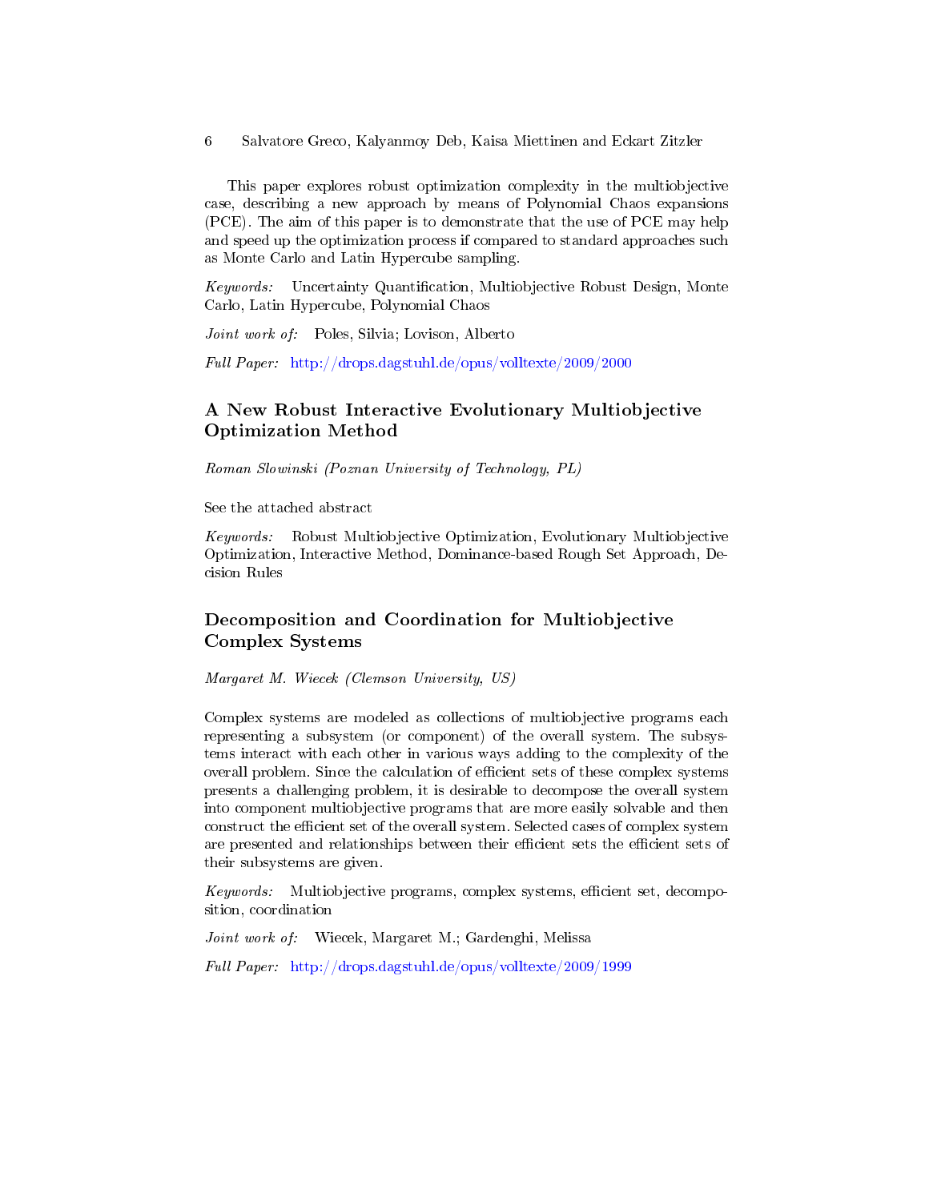This paper explores robust optimization complexity in the multiobjective case, describing a new approach by means of Polynomial Chaos expansions (PCE). The aim of this paper is to demonstrate that the use of PCE may help and speed up the optimization process if compared to standard approaches such as Monte Carlo and Latin Hypercube sampling.

*Keywords:* Uncertainty Quantification, Multiobjective Robust Design, Monte Carlo, Latin Hypercube, Polynomial Chaos

*Joint work of:* Poles, Silvia; Lovison, Alberto

*Full Paper:* http://drops.dagstuhl.de/opus/volltexte/2009/2000

## A New Robust Interactive Evolutionary Multiobjective Optimization Method

*Roman Slowinski (Poznan University of Technology, PL)*

See the attached abstract

*Keywords:* Robust Multiobjective Optimization, Evolutionary Multiobjective Optimization, Interactive Method, Dominance-based Rough Set Approach, Decision Rules

## Decomposition and Coordination for Multiobjective Complex Systems

*Margaret M. Wiecek (Clemson University, US)*

Complex systems are modeled as collections of multiobjective programs each representing a subsystem (or component) of the overall system. The subsystems interact with each other in various ways adding to the complexity of the overall problem. Since the calculation of efficient sets of these complex systems presents a challenging problem, it is desirable to decompose the overall system into component multiobjective programs that are more easily solvable and then construct the efficient set of the overall system. Selected cases of complex system are presented and relationships between their efficient sets the efficient sets of their subsystems are given.

*Keywords:* Multiobjective programs, complex systems, efficient set, decomposition, coordination

*Joint work of:* Wiecek, Margaret M.; Gardenghi, Melissa

*Full Paper:* http://drops.dagstuhl.de/opus/volltexte/2009/1999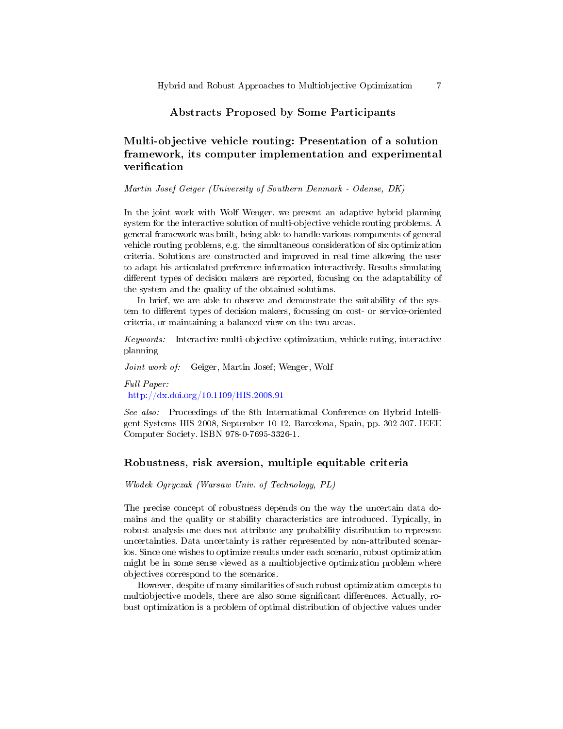## Abstracts Proposed by Some Participants

### Multi-objective vehicle routing: Presentation of a solution framework, its computer implementation and experimental verification

*Martin Josef Geiger (University of Southern Denmark - Odense, DK)*

In the joint work with Wolf Wenger, we present an adaptive hybrid planning system for the interactive solution of multi-objective vehicle routing problems. A general framework was built, being able to handle various components of general vehicle routing problems, e.g. the simultaneous consideration of six optimization criteria. Solutions are constructed and improved in real time allowing the user to adapt his articulated preference information interactively. Results simulating different types of decision makers are reported, focusing on the adaptability of the system and the quality of the obtained solutions.

In brief, we are able to observe and demonstrate the suitability of the system to different types of decision makers, focussing on cost- or service-oriented criteria, or maintaining a balanced view on the two areas.

*Keywords:* Interactive multi-objective optimization, vehicle roting, interactive planning

*Joint work of:* Geiger, Martin Josef; Wenger, Wolf

*Full Paper:*
http://dx.doi.org/10.1109/HIS.2008.91

*See also:* Proceedings of the 8th International Conference on Hybrid Intelligent Systems HIS 2008, September 10-12, Barcelona, Spain, pp. 302-307. IEEE Computer Society. ISBN 978-0-7695-3326-1.

### Robustness, risk aversion, multiple equitable criteria

*Wlodek Ogryczak (Warsaw Univ. of Technology, PL)*

The precise concept of robustness depends on the way the uncertain data domains and the quality or stability characteristics are introduced. Typically, in robust analysis one does not attribute any probability distribution to represent uncertainties. Data uncertainty is rather represented by non-attributed scenarios. Since one wishes to optimize results under each scenario, robust optimization might be in some sense viewed as a multiobjective optimization problem where objectives correspond to the scenarios.

However, despite of many similarities of such robust optimization concepts to multiobjective models, there are also some significant differences. Actually, robust optimization is a problem of optimal distribution of objective values under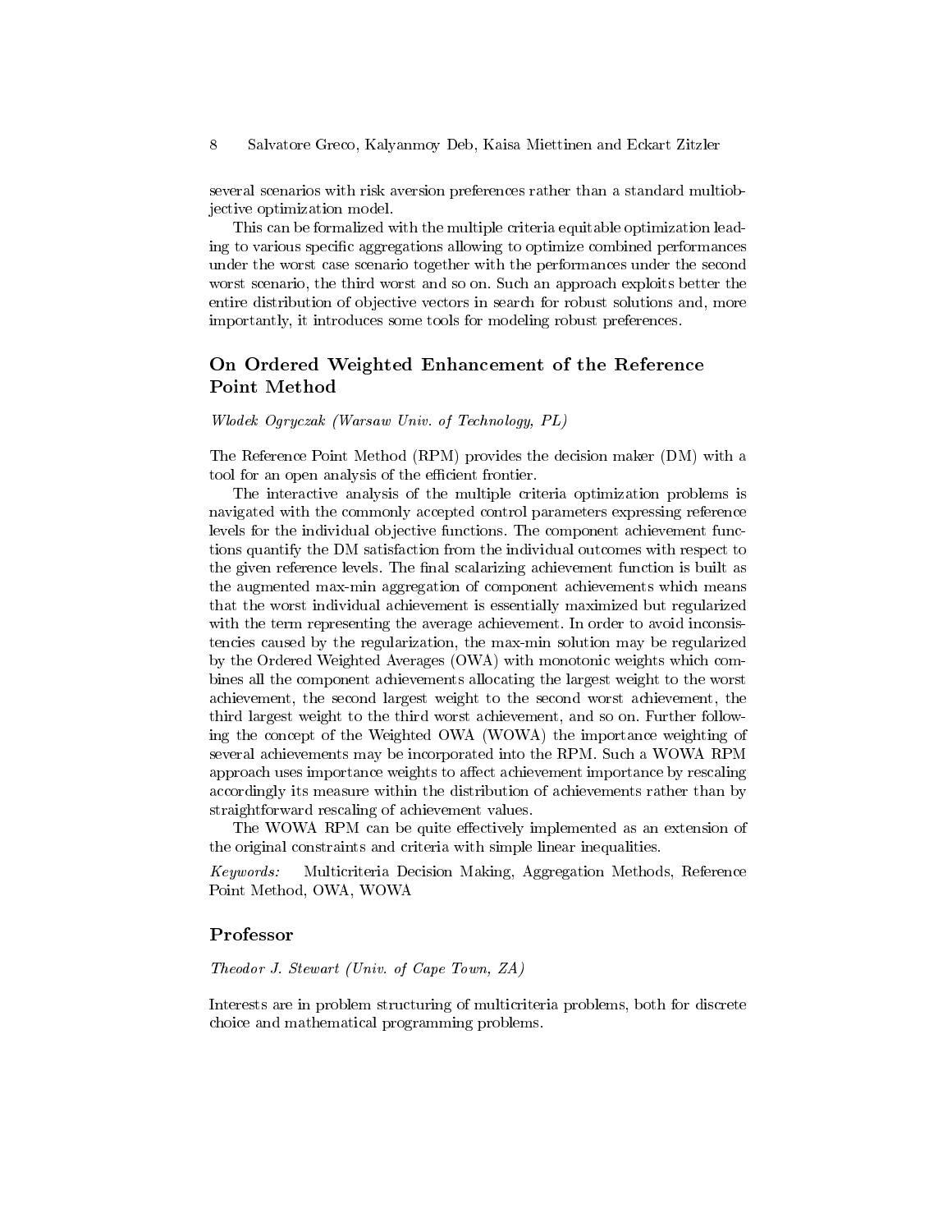several scenarios with risk aversion preferences rather than a standard multiobjective optimization model.

This can be formalized with the multiple criteria equitable optimization leading to various specific aggregations allowing to optimize combined performances under the worst case scenario together with the performances under the second worst scenario, the third worst and so on. Such an approach exploits better the entire distribution of objective vectors in search for robust solutions and, more importantly, it introduces some tools for modeling robust preferences.

## On Ordered Weighted Enhancement of the Reference Point Method

*Wlodek Ogryczak (Warsaw Univ. of Technology, PL)*

The Reference Point Method (RPM) provides the decision maker (DM) with a tool for an open analysis of the efficient frontier.

The interactive analysis of the multiple criteria optimization problems is navigated with the commonly accepted control parameters expressing reference levels for the individual objective functions. The component achievement functions quantify the DM satisfaction from the individual outcomes with respect to the given reference levels. The final scalarizing achievement function is built as the augmented max-min aggregation of component achievements which means that the worst individual achievement is essentially maximized but regularized with the term representing the average achievement. In order to avoid inconsistencies caused by the regularization, the max-min solution may be regularized by the Ordered Weighted Averages (OWA) with monotonic weights which combines all the component achievements allocating the largest weight to the worst achievement, the second largest weight to the second worst achievement, the third largest weight to the third worst achievement, and so on. Further following the concept of the Weighted OWA (WOWA) the importance weighting of several achievements may be incorporated into the RPM. Such a WOWA RPM approach uses importance weights to affect achievement importance by rescaling accordingly its measure within the distribution of achievements rather than by straightforward rescaling of achievement values.

The WOWA RPM can be quite effectively implemented as an extension of the original constraints and criteria with simple linear inequalities.

*Keywords:* Multicriteria Decision Making, Aggregation Methods, Reference Point Method, OWA, WOWA

## Professor

*Theodor J. Stewart (Univ. of Cape Town, ZA)*

Interests are in problem structuring of multicriteria problems, both for discrete choice and mathematical programming problems.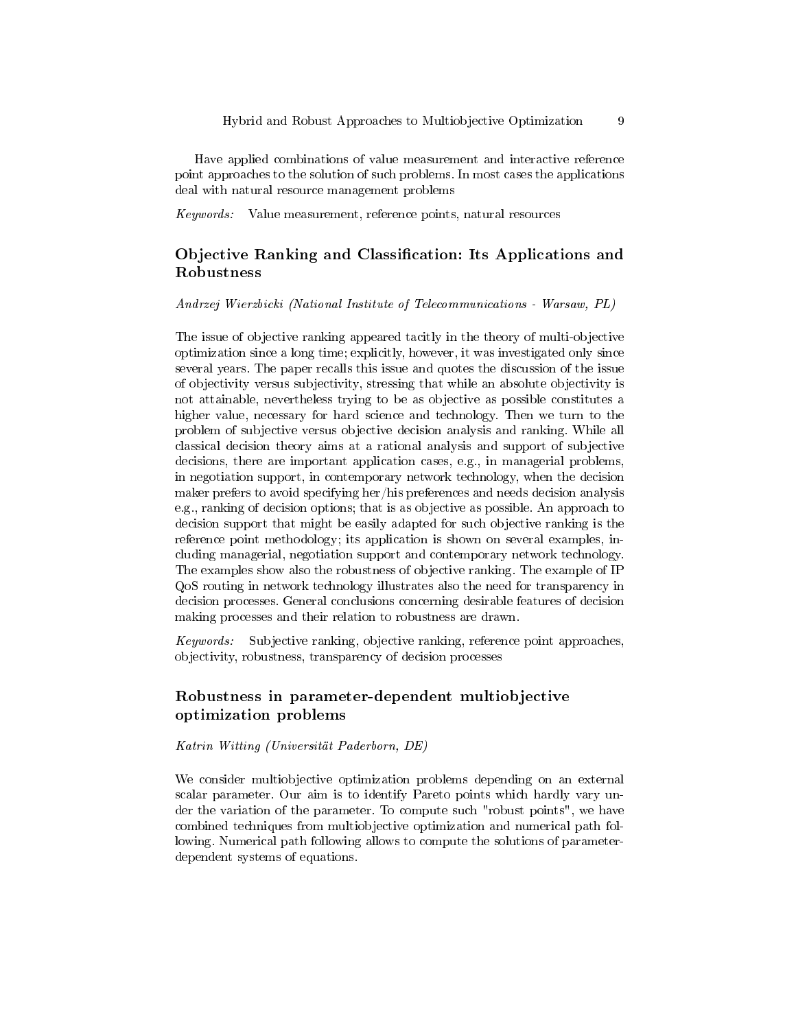Have applied combinations of value measurement and interactive reference point approaches to the solution of such problems. In most cases the applications deal with natural resource management problems

*Keywords:* Value measurement, reference points, natural resources

## Objective Ranking and Classification: Its Applications and Robustness

*Andrzej Wierzbicki (National Institute of Telecommunications - Warsaw, PL)*

The issue of objective ranking appeared tacitly in the theory of multi-objective optimization since a long time; explicitly, however, it was investigated only since several years. The paper recalls this issue and quotes the discussion of the issue of objectivity versus subjectivity, stressing that while an absolute objectivity is not attainable, nevertheless trying to be as objective as possible constitutes a higher value, necessary for hard science and technology. Then we turn to the problem of subjective versus objective decision analysis and ranking. While all classical decision theory aims at a rational analysis and support of subjective decisions, there are important application cases, e.g., in managerial problems, in negotiation support, in contemporary network technology, when the decision maker prefers to avoid specifying her/his preferences and needs decision analysis e.g., ranking of decision options; that is as objective as possible. An approach to decision support that might be easily adapted for such objective ranking is the reference point methodology; its application is shown on several examples, including managerial, negotiation support and contemporary network technology. The examples show also the robustness of objective ranking. The example of IP QoS routing in network technology illustrates also the need for transparency in decision processes. General conclusions concerning desirable features of decision making processes and their relation to robustness are drawn.

*Keywords:* Subjective ranking, objective ranking, reference point approaches, objectivity, robustness, transparency of decision processes

## Robustness in parameter-dependent multiobjective optimization problems

*Katrin Witting (Universität Paderborn, DE)*

We consider multiobjective optimization problems depending on an external scalar parameter. Our aim is to identify Pareto points which hardly vary under the variation of the parameter. To compute such "robust points", we have combined techniques from multiobjective optimization and numerical path following. Numerical path following allows to compute the solutions of parameter-dependent systems of equations.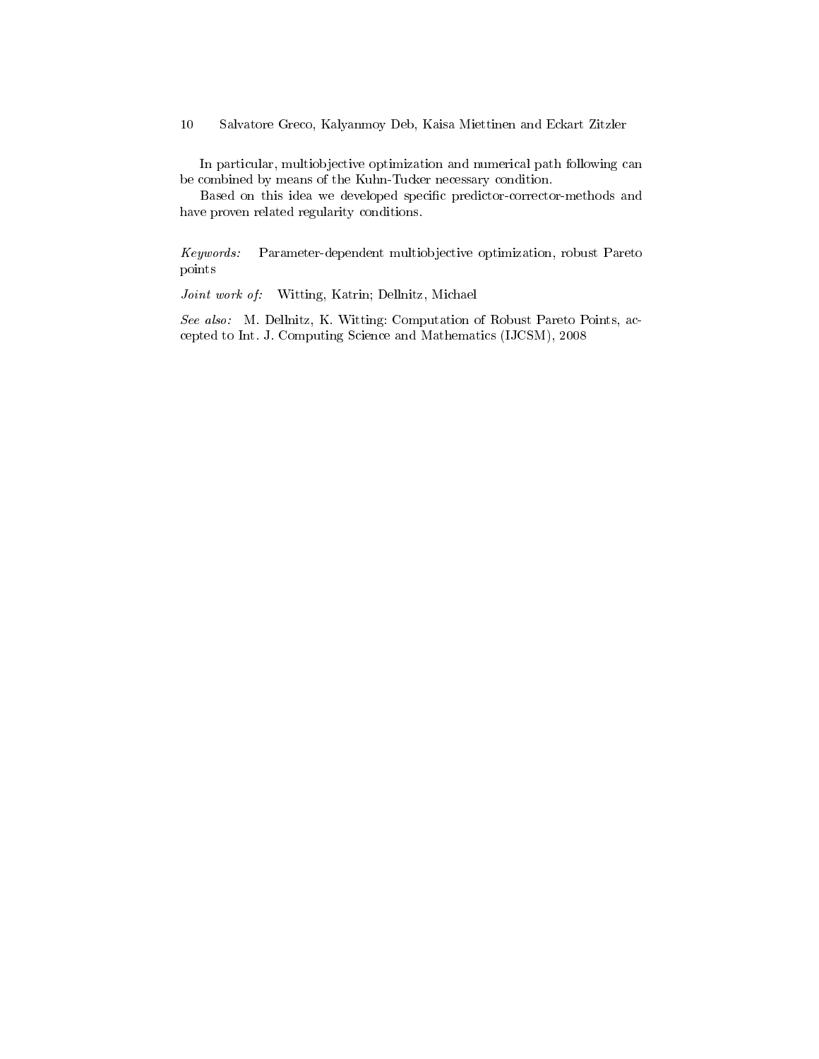In particular, multiobjective optimization and numerical path following can be combined by means of the Kuhn-Tucker necessary condition.

Based on this idea we developed specific predictor-corrector-methods and have proven related regularity conditions.

*Keywords:* Parameter-dependent multiobjective optimization, robust Pareto points

*Joint work of:* Witting, Katrin; Dellnitz, Michael

*See also:* M. Dellnitz, K. Witting: Computation of Robust Pareto Points, accepted to Int. J. Computing Science and Mathematics (IJCSM), 2008